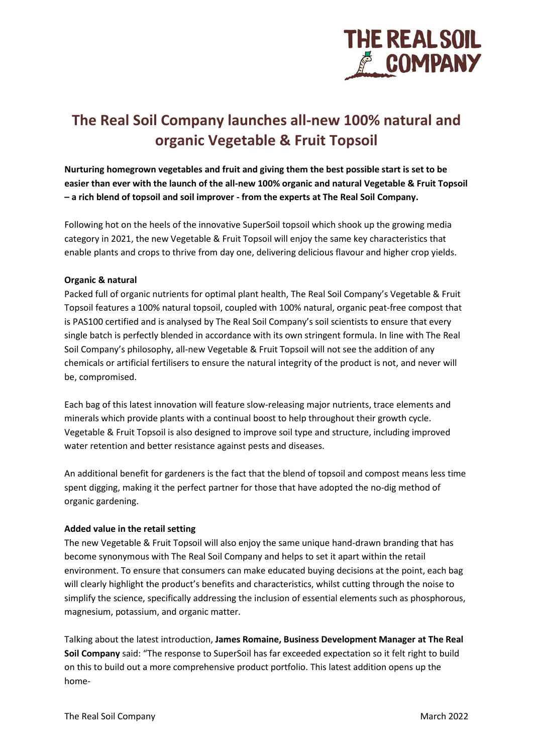# The Real Soil Company launches all-new 100% natural and organic Vegetable & Fruit Topsoil

**Nurturing homegrown vegetables and fruit and giving them the best possible start is set to be easier than ever with the launch of the all-new 100% organic and natural Vegetable & Fruit Topsoil – a rich blend of topsoil and soil improver - from the experts at The Real Soil Company.**

Following hot on the heels of the innovative SuperSoil topsoil which shook up the growing media category in 2021, the new Vegetable & Fruit Topsoil will enjoy the same key characteristics that enable plants and crops to thrive from day one, delivering delicious flavour and higher crop yields.

**Organic & natural**

Packed full of organic nutrients for optimal plant health, The Real Soil Company's Vegetable & Fruit Topsoil features a 100% natural topsoil, coupled with 100% natural, organic peat-free compost that is PAS100 certified and is analysed by The Real Soil Company's soil scientists to ensure that every single batch is perfectly blended in accordance with its own stringent formula. In line with The Real Soil Company's philosophy, all-new Vegetable & Fruit Topsoil will not see the addition of any chemicals or artificial fertilisers to ensure the natural integrity of the product is not, and never will be, compromised.

Each bag of this latest innovation will feature slow-releasing major nutrients, trace elements and minerals which provide plants with a continual boost to help throughout their growth cycle. Vegetable & Fruit Topsoil is also designed to improve soil type and structure, including improved water retention and better resistance against pests and diseases.

An additional benefit for gardeners is the fact that the blend of topsoil and compost means less time spent digging, making it the perfect partner for those that have adopted the no-dig method of organic gardening.

**Added value in the retail setting**

The new Vegetable & Fruit Topsoil will also enjoy the same unique hand-drawn branding that has become synonymous with The Real Soil Company and helps to set it apart within the retail environment. To ensure that consumers can make educated buying decisions at the point, each bag will clearly highlight the product's benefits and characteristics, whilst cutting through the noise to simplify the science, specifically addressing the inclusion of essential elements such as phosphorous, magnesium, potassium, and organic matter.

Talking about the latest introduction, **James Romaine, Business Development Manager at The Real Soil Company** said: "The response to SuperSoil has far exceeded expectation so it felt right to build on this to build out a more comprehensive product portfolio. This latest addition opens up the home-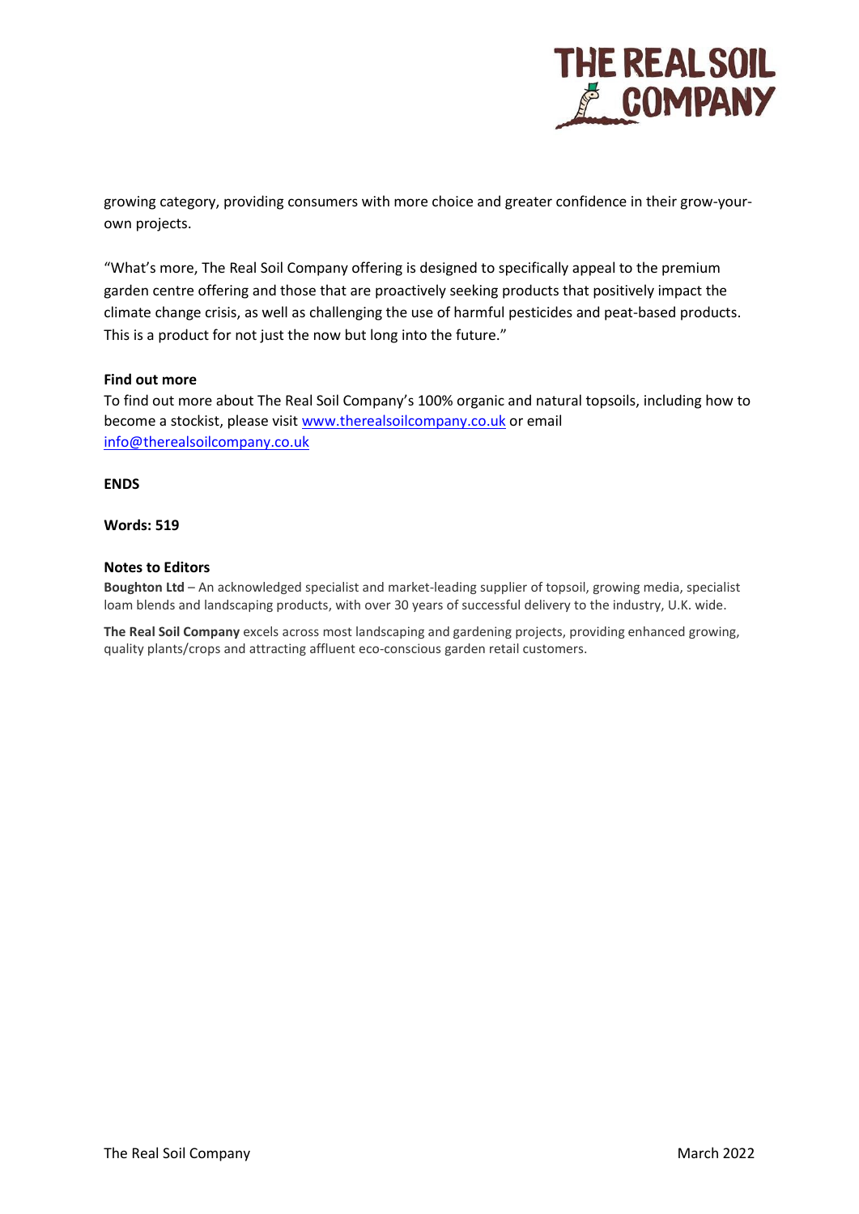growing category, providing consumers with more choice and greater confidence in their grow-your-own projects.

"What's more, The Real Soil Company offering is designed to specifically appeal to the premium garden centre offering and those that are proactively seeking products that positively impact the climate change crisis, as well as challenging the use of harmful pesticides and peat-based products. This is a product for not just the now but long into the future."

**Find out more**

To find out more about The Real Soil Company's 100% organic and natural topsoils, including how to become a stockist, please visit www.therealsoilcompany.co.uk or email info@therealsoilcompany.co.uk

**ENDS**

**Words: 519**

**Notes to Editors**

**Boughton Ltd** – An acknowledged specialist and market-leading supplier of topsoil, growing media, specialist loam blends and landscaping products, with over 30 years of successful delivery to the industry, U.K. wide.

**The Real Soil Company** excels across most landscaping and gardening projects, providing enhanced growing, quality plants/crops and attracting affluent eco-conscious garden retail customers.